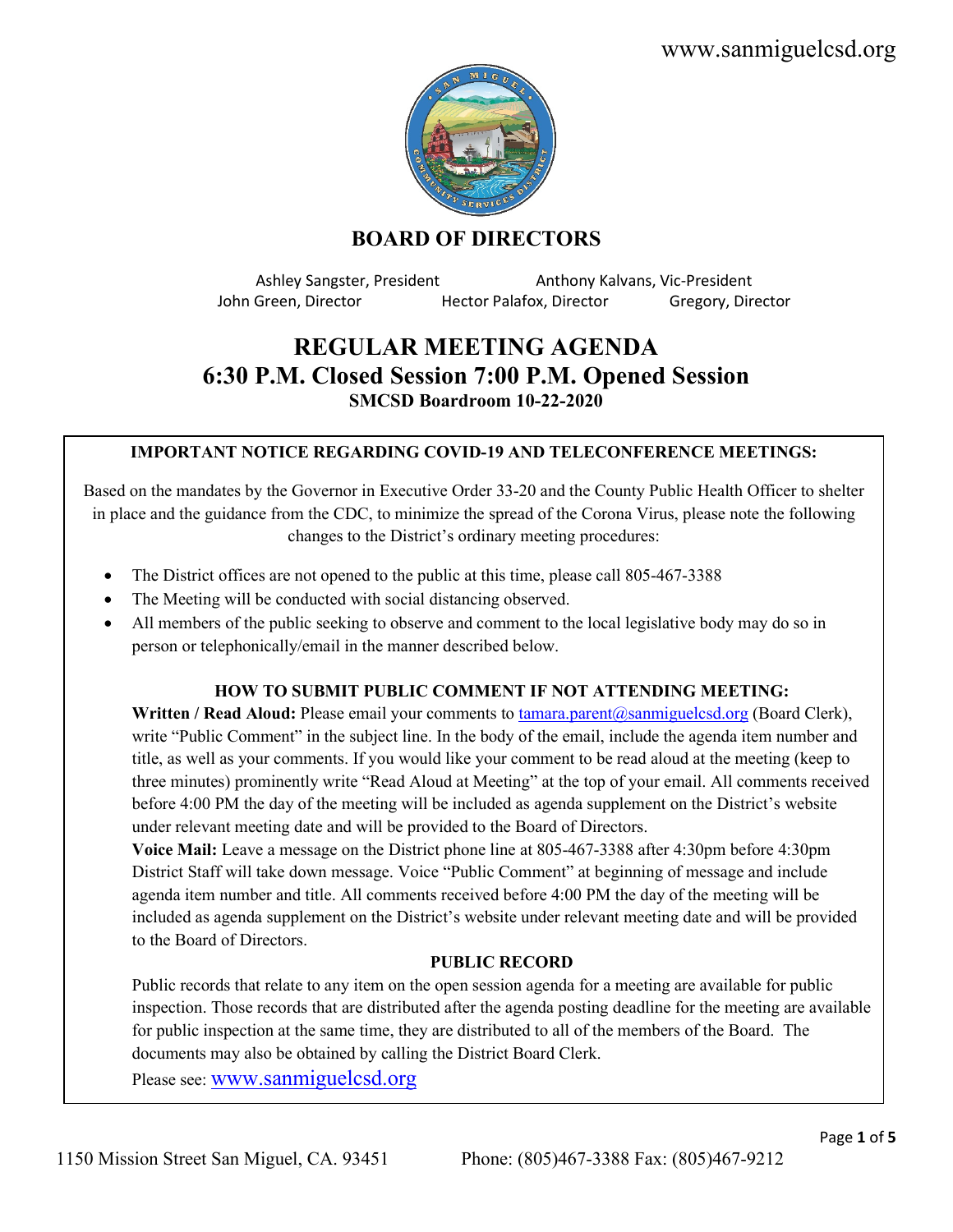www.sanmiguelcsd.org

## BOARD OF DIRECTORS

Ashley Sangster, President　　Anthony Kalvans, Vic-President
John Green, Director　　Hector Palafox, Director　　Gregory, Director

# REGULAR MEETING AGENDA
## 6:30 P.M. Closed Session 7:00 P.M. Opened Session
### SMCSD Boardroom 10-22-2020

**IMPORTANT NOTICE REGARDING COVID-19 AND TELECONFERENCE MEETINGS:**

Based on the mandates by the Governor in Executive Order 33-20 and the County Public Health Officer to shelter in place and the guidance from the CDC, to minimize the spread of the Corona Virus, please note the following changes to the District's ordinary meeting procedures:

- The District offices are not opened to the public at this time, please call 805-467-3388
- The Meeting will be conducted with social distancing observed.
- All members of the public seeking to observe and comment to the local legislative body may do so in person or telephonically/email in the manner described below.

**HOW TO SUBMIT PUBLIC COMMENT IF NOT ATTENDING MEETING:**

**Written / Read Aloud:** Please email your comments to tamara.parent@sanmiguelcsd.org (Board Clerk), write "Public Comment" in the subject line. In the body of the email, include the agenda item number and title, as well as your comments. If you would like your comment to be read aloud at the meeting (keep to three minutes) prominently write "Read Aloud at Meeting" at the top of your email. All comments received before 4:00 PM the day of the meeting will be included as agenda supplement on the District's website under relevant meeting date and will be provided to the Board of Directors.

**Voice Mail:** Leave a message on the District phone line at 805-467-3388 after 4:30pm before 4:30pm District Staff will take down message. Voice "Public Comment" at beginning of message and include agenda item number and title. All comments received before 4:00 PM the day of the meeting will be included as agenda supplement on the District's website under relevant meeting date and will be provided to the Board of Directors.

**PUBLIC RECORD**

Public records that relate to any item on the open session agenda for a meeting are available for public inspection. Those records that are distributed after the agenda posting deadline for the meeting are available for public inspection at the same time, they are distributed to all of the members of the Board. The documents may also be obtained by calling the District Board Clerk.

Please see: www.sanmiguelcsd.org

1150 Mission Street San Miguel, CA. 93451　　Phone: (805)467-3388 Fax: (805)467-9212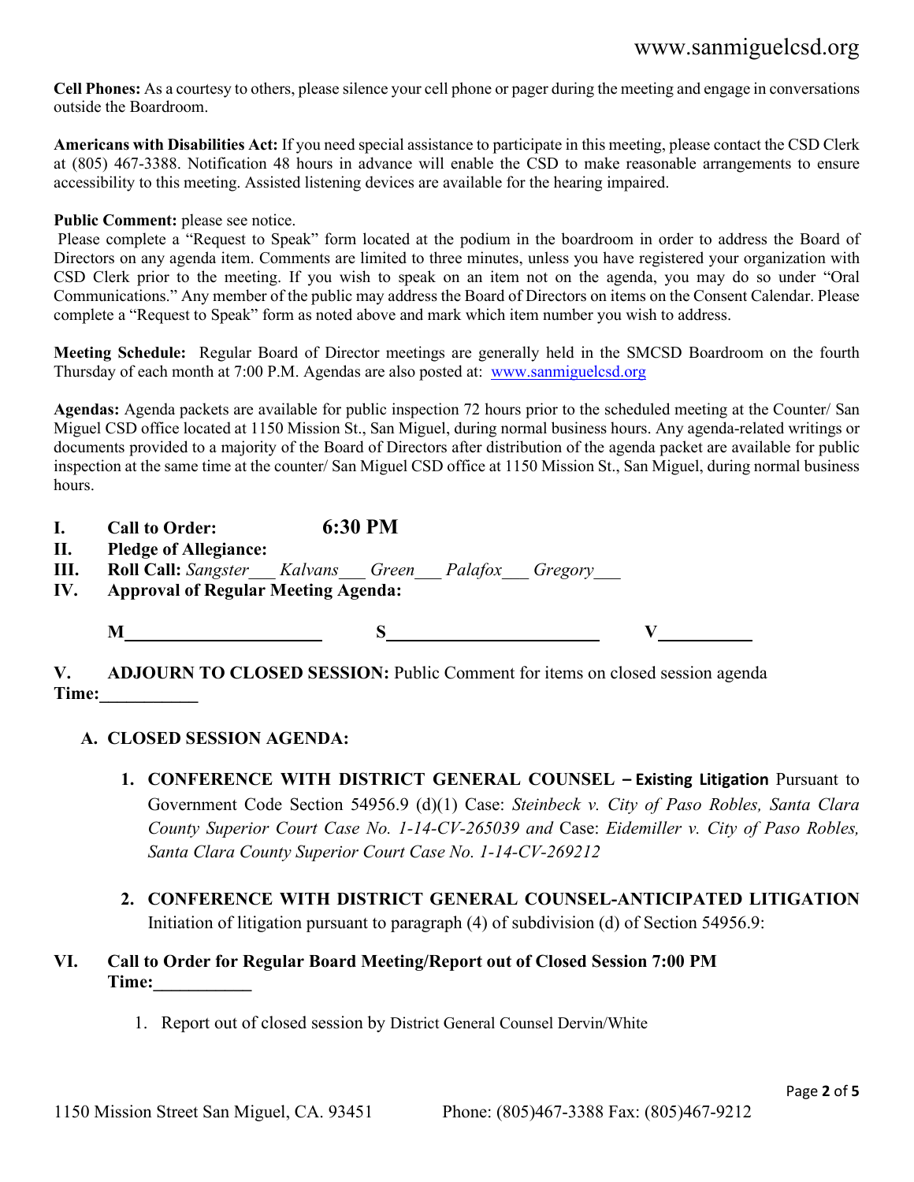**Cell Phones:** As a courtesy to others, please silence your cell phone or pager during the meeting and engage in conversations outside the Boardroom.

**Americans with Disabilities Act:** If you need special assistance to participate in this meeting, please contact the CSD Clerk at (805) 467-3388. Notification 48 hours in advance will enable the CSD to make reasonable arrangements to ensure accessibility to this meeting. Assisted listening devices are available for the hearing impaired.

**Public Comment:** please see notice.
Please complete a "Request to Speak" form located at the podium in the boardroom in order to address the Board of Directors on any agenda item. Comments are limited to three minutes, unless you have registered your organization with CSD Clerk prior to the meeting. If you wish to speak on an item not on the agenda, you may do so under "Oral Communications." Any member of the public may address the Board of Directors on items on the Consent Calendar. Please complete a "Request to Speak" form as noted above and mark which item number you wish to address.

**Meeting Schedule:** Regular Board of Director meetings are generally held in the SMCSD Boardroom on the fourth Thursday of each month at 7:00 P.M. Agendas are also posted at: www.sanmiguelcsd.org

**Agendas:** Agenda packets are available for public inspection 72 hours prior to the scheduled meeting at the Counter/ San Miguel CSD office located at 1150 Mission St., San Miguel, during normal business hours. Any agenda-related writings or documents provided to a majority of the Board of Directors after distribution of the agenda packet are available for public inspection at the same time at the counter/ San Miguel CSD office at 1150 Mission St., San Miguel, during normal business hours.

**I. Call to Order: 6:30 PM**

**II. Pledge of Allegiance:**

**III. Roll Call:** *Sangster*\_\_\_ *Kalvans*\_\_\_ *Green*\_\_\_ *Palafox*\_\_\_ *Gregory*\_\_\_

**IV. Approval of Regular Meeting Agenda:**

**M**\_\_\_\_\_\_\_\_\_\_\_\_\_\_\_\_\_\_\_\_ **S**\_\_\_\_\_\_\_\_\_\_\_\_\_\_\_\_\_\_\_\_ **V**\_\_\_\_\_\_\_\_\_\_

**V. ADJOURN TO CLOSED SESSION:** Public Comment for items on closed session agenda
**Time:**\_\_\_\_\_\_\_\_\_\_\_

**A. CLOSED SESSION AGENDA:**

1. **CONFERENCE WITH DISTRICT GENERAL COUNSEL – Existing Litigation** Pursuant to Government Code Section 54956.9 (d)(1) Case: *Steinbeck v. City of Paso Robles, Santa Clara County Superior Court Case No. 1-14-CV-265039 and* Case: *Eidemiller v. City of Paso Robles, Santa Clara County Superior Court Case No. 1-14-CV-269212*

2. **CONFERENCE WITH DISTRICT GENERAL COUNSEL-ANTICIPATED LITIGATION** Initiation of litigation pursuant to paragraph (4) of subdivision (d) of Section 54956.9:

**VI. Call to Order for Regular Board Meeting/Report out of Closed Session 7:00 PM**
**Time:**\_\_\_\_\_\_\_\_\_\_\_

1. Report out of closed session by District General Counsel Dervin/White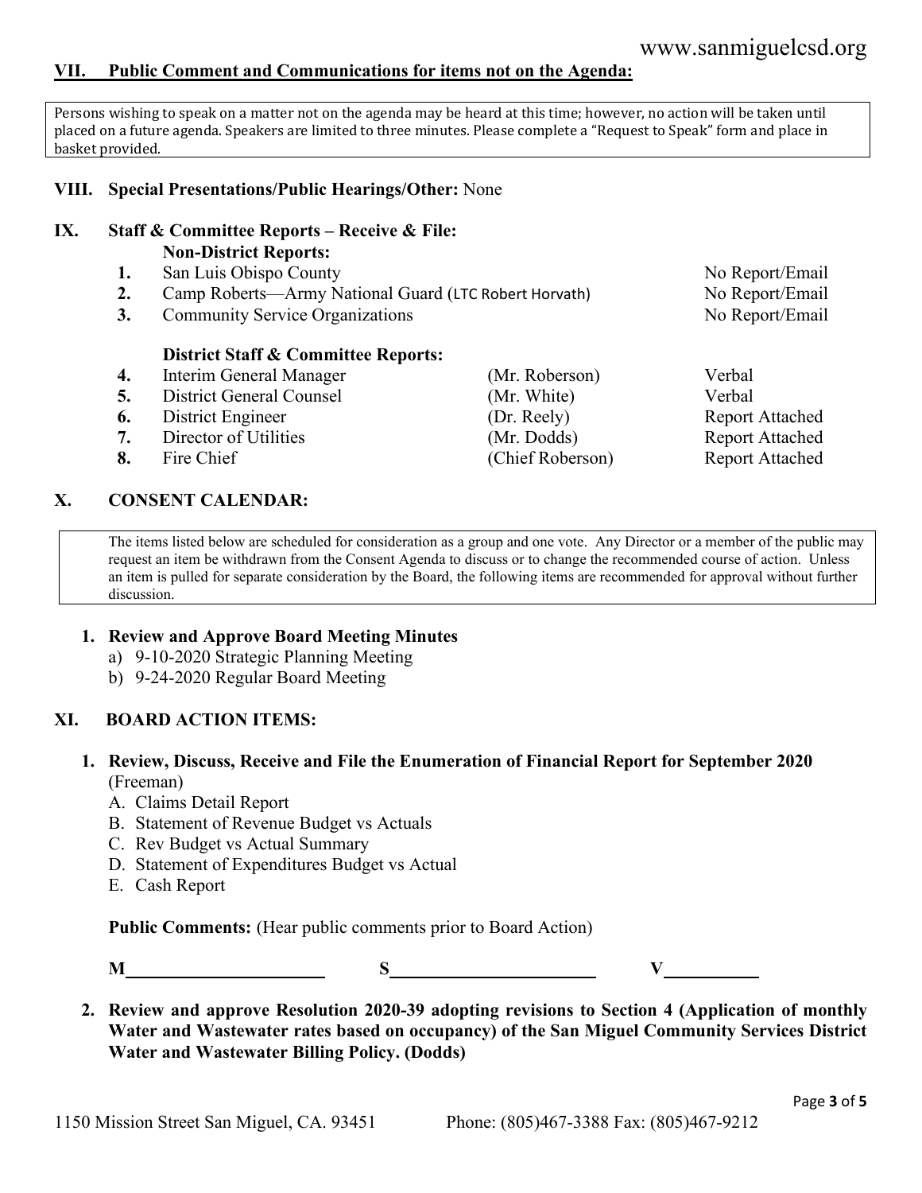## VII. Public Comment and Communications for items not on the Agenda:

Persons wishing to speak on a matter not on the agenda may be heard at this time; however, no action will be taken until placed on a future agenda. Speakers are limited to three minutes. Please complete a "Request to Speak" form and place in basket provided.

## VIII. Special Presentations/Public Hearings/Other: None

## IX. Staff & Committee Reports – Receive & File:

**Non-District Reports:**

| | | | |
|---|---|---|---|
| **1.** | San Luis Obispo County | | No Report/Email |
| **2.** | Camp Roberts—Army National Guard (LTC Robert Horvath) | | No Report/Email |
| **3.** | Community Service Organizations | | No Report/Email |

**District Staff & Committee Reports:**

| | | | |
|---|---|---|---|
| **4.** | Interim General Manager | (Mr. Roberson) | Verbal |
| **5.** | District General Counsel | (Mr. White) | Verbal |
| **6.** | District Engineer | (Dr. Reely) | Report Attached |
| **7.** | Director of Utilities | (Mr. Dodds) | Report Attached |
| **8.** | Fire Chief | (Chief Roberson) | Report Attached |

## X. CONSENT CALENDAR:

The items listed below are scheduled for consideration as a group and one vote. Any Director or a member of the public may request an item be withdrawn from the Consent Agenda to discuss or to change the recommended course of action. Unless an item is pulled for separate consideration by the Board, the following items are recommended for approval without further discussion.

1. **Review and Approve Board Meeting Minutes**
   a) 9-10-2020 Strategic Planning Meeting
   b) 9-24-2020 Regular Board Meeting

## XI. BOARD ACTION ITEMS:

1. **Review, Discuss, Receive and File the Enumeration of Financial Report for September 2020** (Freeman)
   A. Claims Detail Report
   B. Statement of Revenue Budget vs Actuals
   C. Rev Budget vs Actual Summary
   D. Statement of Expenditures Budget vs Actual
   E. Cash Report

   **Public Comments:** (Hear public comments prior to Board Action)

   **M**\_\_\_\_\_\_\_\_\_\_\_\_\_\_\_\_\_\_\_\_ **S**\_\_\_\_\_\_\_\_\_\_\_\_\_\_\_\_\_\_\_\_ **V**\_\_\_\_\_\_\_\_\_\_

2. **Review and approve Resolution 2020-39 adopting revisions to Section 4 (Application of monthly Water and Wastewater rates based on occupancy) of the San Miguel Community Services District Water and Wastewater Billing Policy. (Dodds)**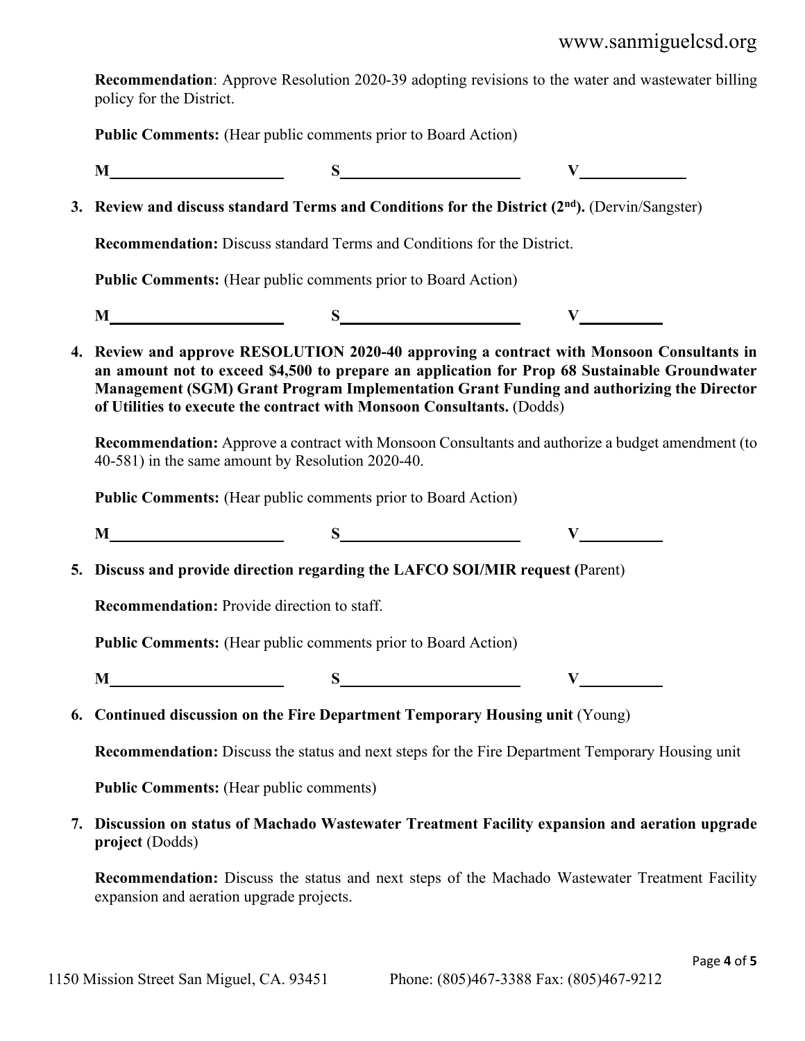**Recommendation**: Approve Resolution 2020-39 adopting revisions to the water and wastewater billing policy for the District.

**Public Comments:** (Hear public comments prior to Board Action)

**M**\_\_\_\_\_\_\_\_\_\_\_\_\_\_\_\_\_\_\_\_ **S**\_\_\_\_\_\_\_\_\_\_\_\_\_\_\_\_\_\_\_\_ **V**\_\_\_\_\_\_\_\_\_\_\_\_

3. **Review and discuss standard Terms and Conditions for the District (2nd).** (Dervin/Sangster)

   **Recommendation:** Discuss standard Terms and Conditions for the District.

   **Public Comments:** (Hear public comments prior to Board Action)

   **M**\_\_\_\_\_\_\_\_\_\_\_\_\_\_\_\_\_\_\_\_ **S**\_\_\_\_\_\_\_\_\_\_\_\_\_\_\_\_\_\_\_\_ **V**\_\_\_\_\_\_\_\_\_\_

4. **Review and approve RESOLUTION 2020-40 approving a contract with Monsoon Consultants in an amount not to exceed $4,500 to prepare an application for Prop 68 Sustainable Groundwater Management (SGM) Grant Program Implementation Grant Funding and authorizing the Director of Utilities to execute the contract with Monsoon Consultants.** (Dodds)

   **Recommendation:** Approve a contract with Monsoon Consultants and authorize a budget amendment (to 40-581) in the same amount by Resolution 2020-40.

   **Public Comments:** (Hear public comments prior to Board Action)

   **M**\_\_\_\_\_\_\_\_\_\_\_\_\_\_\_\_\_\_\_\_ **S**\_\_\_\_\_\_\_\_\_\_\_\_\_\_\_\_\_\_\_\_ **V**\_\_\_\_\_\_\_\_\_\_

5. **Discuss and provide direction regarding the LAFCO SOI/MIR request (**Parent)

   **Recommendation:** Provide direction to staff.

   **Public Comments:** (Hear public comments prior to Board Action)

   **M**\_\_\_\_\_\_\_\_\_\_\_\_\_\_\_\_\_\_\_\_ **S**\_\_\_\_\_\_\_\_\_\_\_\_\_\_\_\_\_\_\_\_ **V**\_\_\_\_\_\_\_\_\_\_

6. **Continued discussion on the Fire Department Temporary Housing unit** (Young)

   **Recommendation:** Discuss the status and next steps for the Fire Department Temporary Housing unit

   **Public Comments:** (Hear public comments)

7. **Discussion on status of Machado Wastewater Treatment Facility expansion and aeration upgrade project** (Dodds)

   **Recommendation:** Discuss the status and next steps of the Machado Wastewater Treatment Facility expansion and aeration upgrade projects.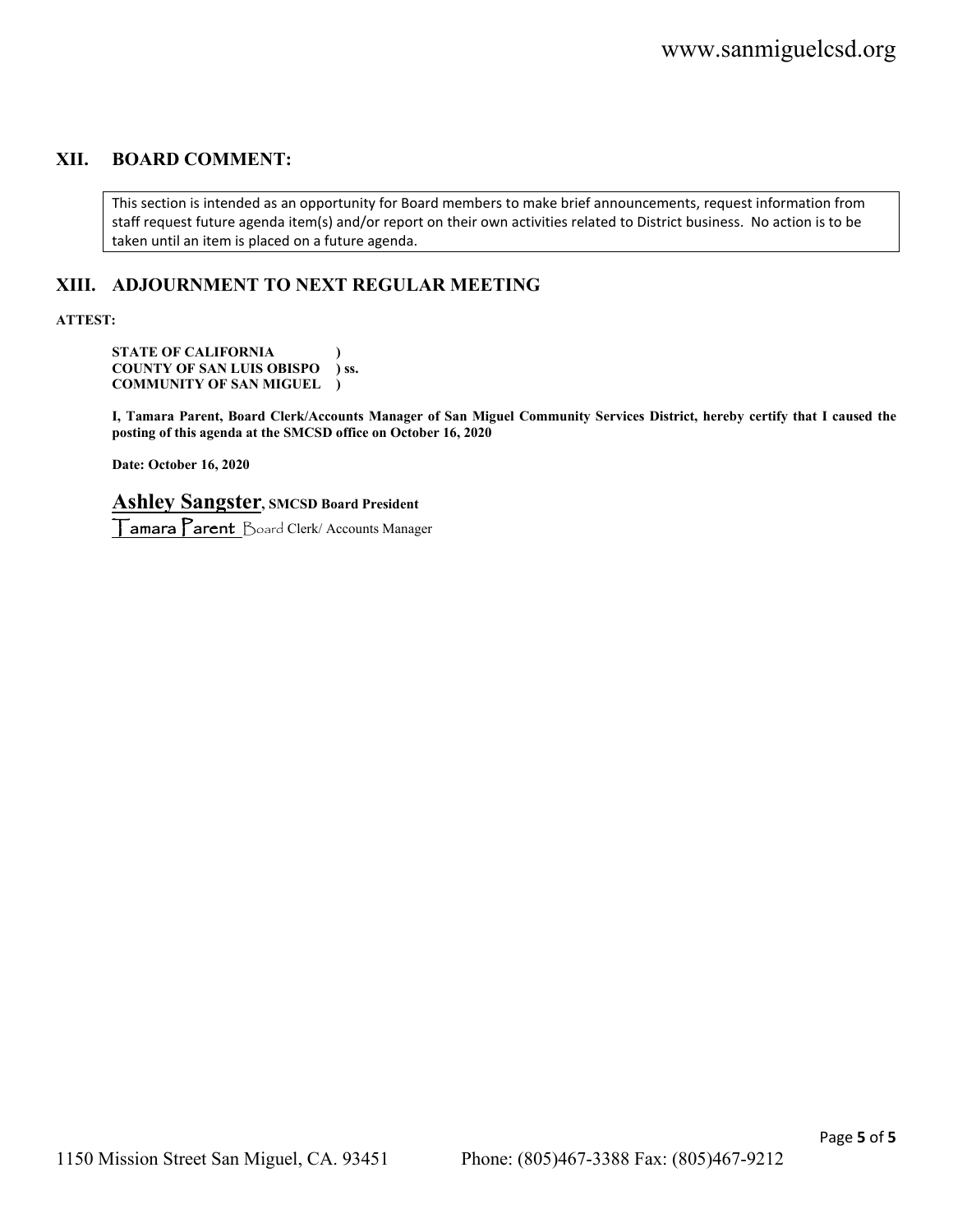## XII. BOARD COMMENT:

This section is intended as an opportunity for Board members to make brief announcements, request information from staff request future agenda item(s) and/or report on their own activities related to District business. No action is to be taken until an item is placed on a future agenda.

## XIII. ADJOURNMENT TO NEXT REGULAR MEETING

**ATTEST:**

**STATE OF CALIFORNIA )**
**COUNTY OF SAN LUIS OBISPO ) ss.**
**COMMUNITY OF SAN MIGUEL )**

**I, Tamara Parent, Board Clerk/Accounts Manager of San Miguel Community Services District, hereby certify that I caused the posting of this agenda at the SMCSD office on October 16, 2020**

**Date: October 16, 2020**

**Ashley Sangster, SMCSD Board President**

Tamara Parent Board Clerk/ Accounts Manager